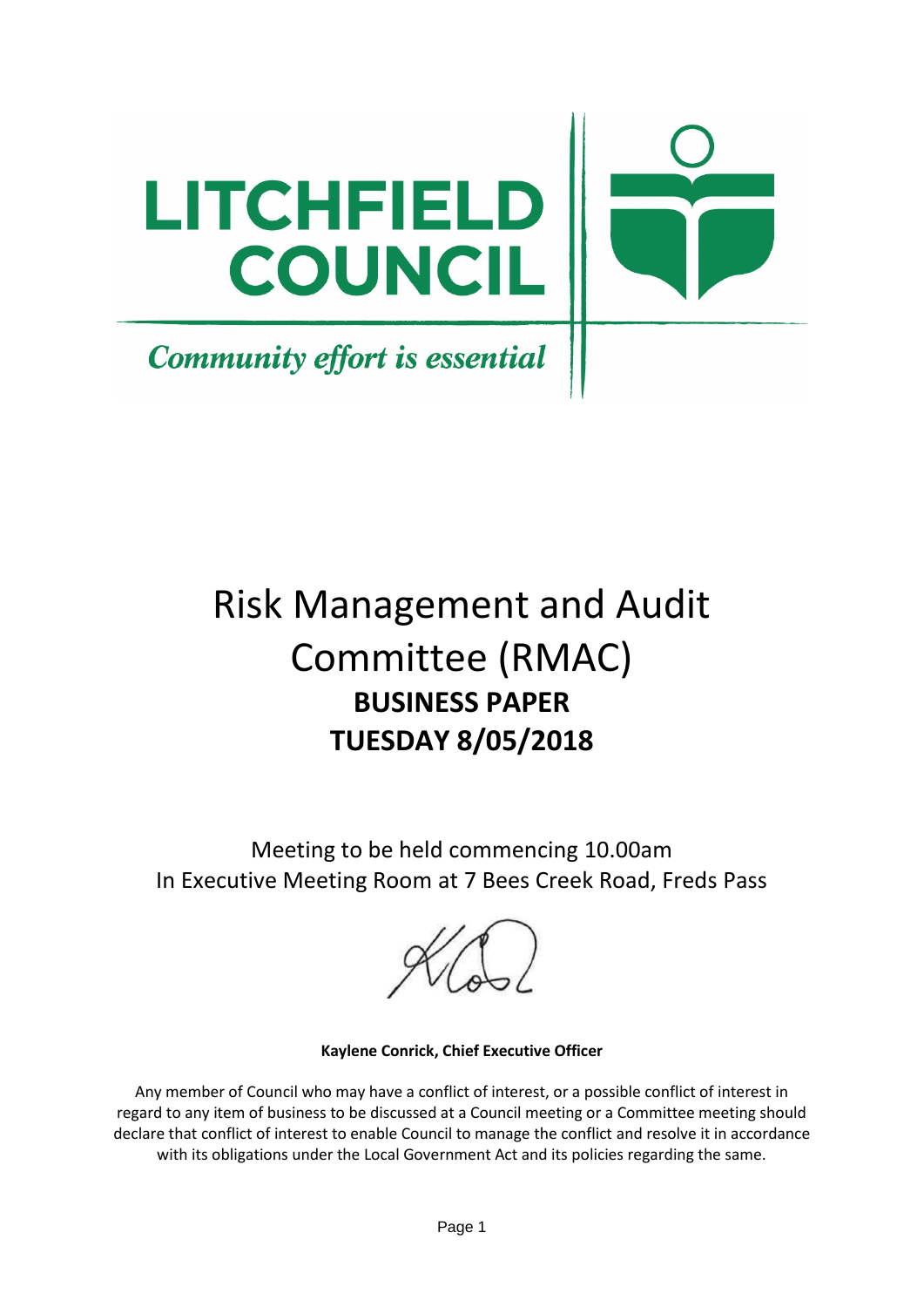LITCHFIELD COUNCIL

*Community effort is essential*

# Risk Management and Audit Committee (RMAC)

## BUSINESS PAPER

## TUESDAY 8/05/2018

Meeting to be held commencing 10.00am
In Executive Meeting Room at 7 Bees Creek Road, Freds Pass

**Kaylene Conrick, Chief Executive Officer**

Any member of Council who may have a conflict of interest, or a possible conflict of interest in regard to any item of business to be discussed at a Council meeting or a Committee meeting should declare that conflict of interest to enable Council to manage the conflict and resolve it in accordance with its obligations under the Local Government Act and its policies regarding the same.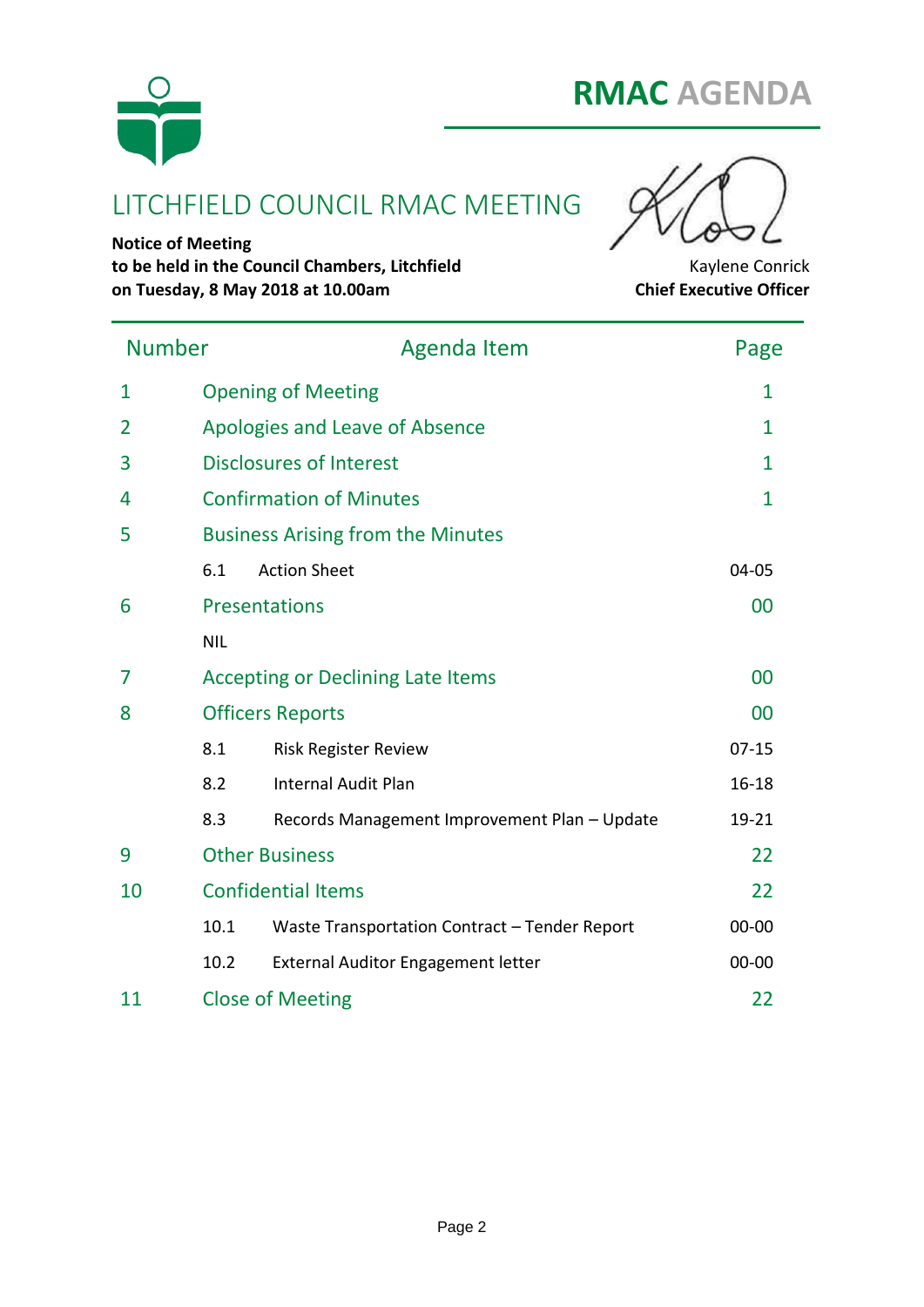# RMAC AGENDA

## LITCHFIELD COUNCIL RMAC MEETING

**Notice of Meeting**
**to be held in the Council Chambers, Litchfield**
**on Tuesday, 8 May 2018 at 10.00am**

Kaylene Conrick
**Chief Executive Officer**

| Number | Agenda Item | Page |
|---|---|---|
| 1 | Opening of Meeting | 1 |
| 2 | Apologies and Leave of Absence | 1 |
| 3 | Disclosures of Interest | 1 |
| 4 | Confirmation of Minutes | 1 |
| 5 | Business Arising from the Minutes | |
| | 6.1 Action Sheet | 04-05 |
| 6 | Presentations | 00 |
| | NIL | |
| 7 | Accepting or Declining Late Items | 00 |
| 8 | Officers Reports | 00 |
| | 8.1 Risk Register Review | 07-15 |
| | 8.2 Internal Audit Plan | 16-18 |
| | 8.3 Records Management Improvement Plan – Update | 19-21 |
| 9 | Other Business | 22 |
| 10 | Confidential Items | 22 |
| | 10.1 Waste Transportation Contract – Tender Report | 00-00 |
| | 10.2 External Auditor Engagement letter | 00-00 |
| 11 | Close of Meeting | 22 |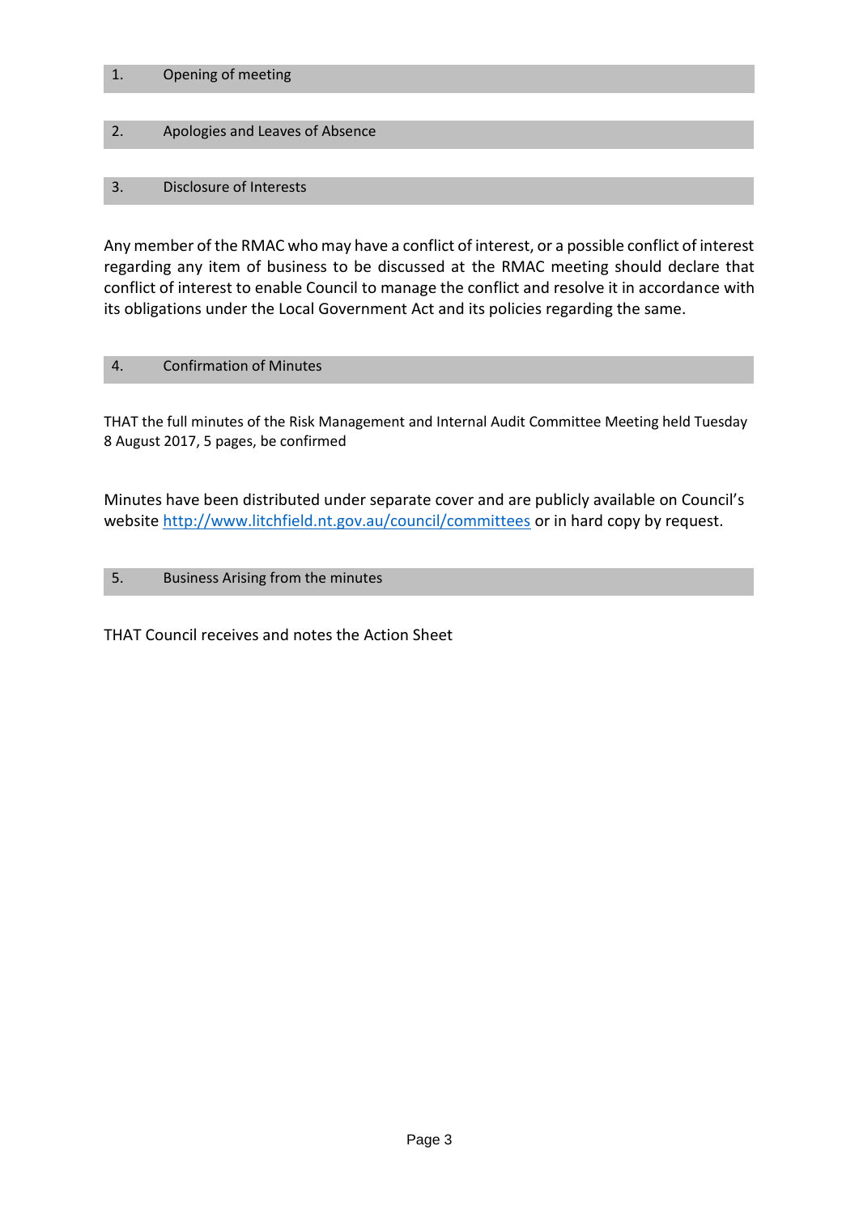## 1. Opening of meeting

## 2. Apologies and Leaves of Absence

## 3. Disclosure of Interests

Any member of the RMAC who may have a conflict of interest, or a possible conflict of interest regarding any item of business to be discussed at the RMAC meeting should declare that conflict of interest to enable Council to manage the conflict and resolve it in accordance with its obligations under the Local Government Act and its policies regarding the same.

## 4. Confirmation of Minutes

THAT the full minutes of the Risk Management and Internal Audit Committee Meeting held Tuesday 8 August 2017, 5 pages, be confirmed

Minutes have been distributed under separate cover and are publicly available on Council's website http://www.litchfield.nt.gov.au/council/committees or in hard copy by request.

## 5. Business Arising from the minutes

THAT Council receives and notes the Action Sheet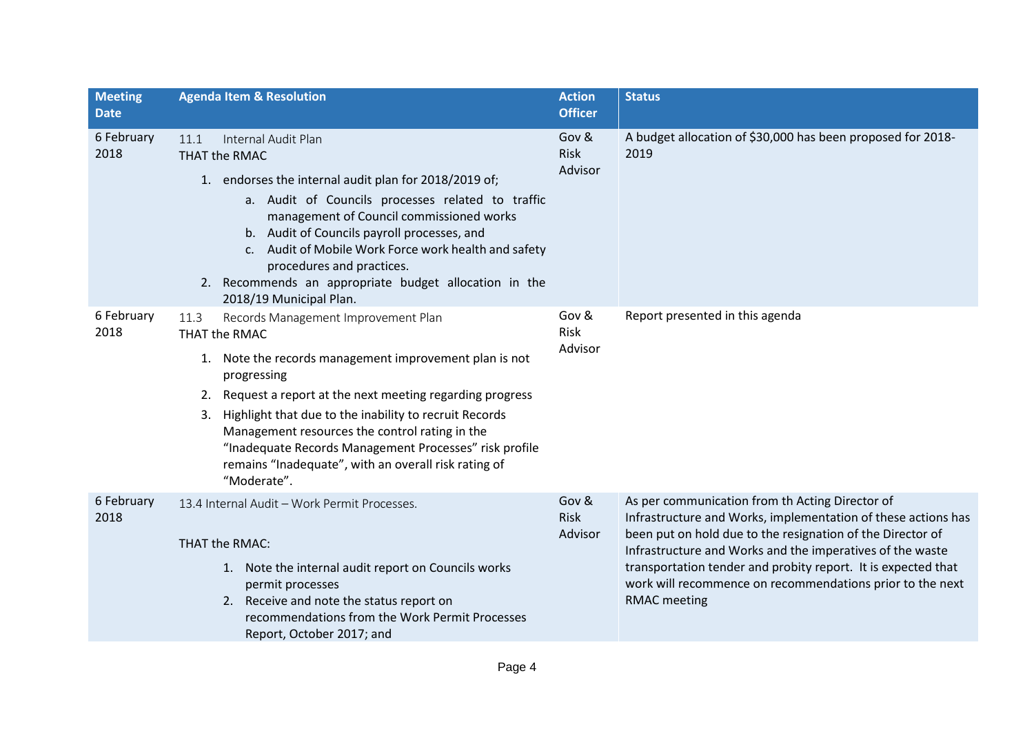| Meeting Date | Agenda Item & Resolution | Action Officer | Status |
|---|---|---|---|
| 6 February 2018 | 11.1 Internal Audit Plan<br>THAT the RMAC<br>1. endorses the internal audit plan for 2018/2019 of;<br>a. Audit of Councils processes related to traffic management of Council commissioned works<br>b. Audit of Councils payroll processes, and<br>c. Audit of Mobile Work Force work health and safety procedures and practices.<br>2. Recommends an appropriate budget allocation in the 2018/19 Municipal Plan. | Gov & Risk Advisor | A budget allocation of $30,000 has been proposed for 2018-2019 |
| 6 February 2018 | 11.3 Records Management Improvement Plan<br>THAT the RMAC<br>1. Note the records management improvement plan is not progressing<br>2. Request a report at the next meeting regarding progress<br>3. Highlight that due to the inability to recruit Records Management resources the control rating in the "Inadequate Records Management Processes" risk profile remains "Inadequate", with an overall risk rating of "Moderate". | Gov & Risk Advisor | Report presented in this agenda |
| 6 February 2018 | 13.4 Internal Audit – Work Permit Processes.<br><br>THAT the RMAC:<br>1. Note the internal audit report on Councils works permit processes<br>2. Receive and note the status report on recommendations from the Work Permit Processes Report, October 2017; and | Gov & Risk Advisor | As per communication from th Acting Director of Infrastructure and Works, implementation of these actions has been put on hold due to the resignation of the Director of Infrastructure and Works and the imperatives of the waste transportation tender and probity report. It is expected that work will recommence on recommendations prior to the next RMAC meeting |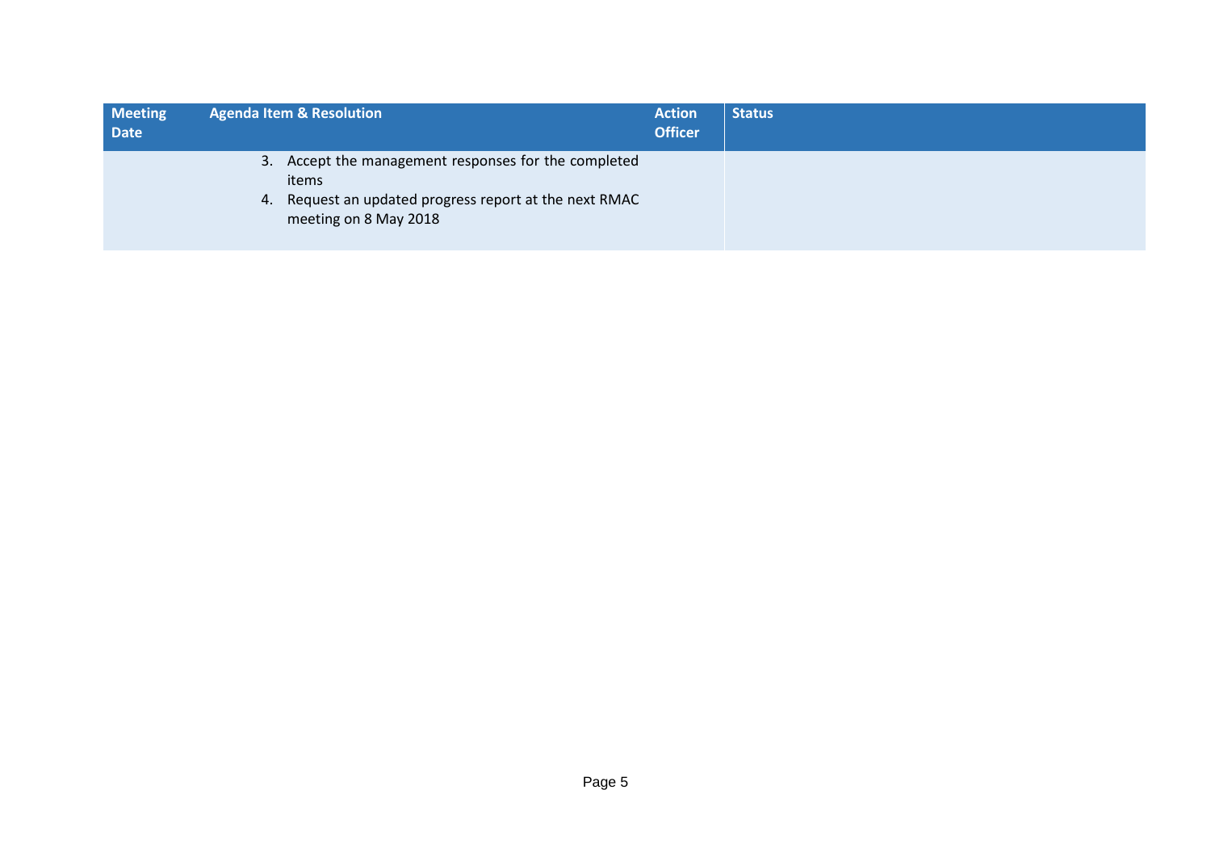| Meeting Date | Agenda Item & Resolution | Action Officer | Status |
|---|---|---|---|
| | 3. Accept the management responses for the completed items<br>4. Request an updated progress report at the next RMAC meeting on 8 May 2018 | | |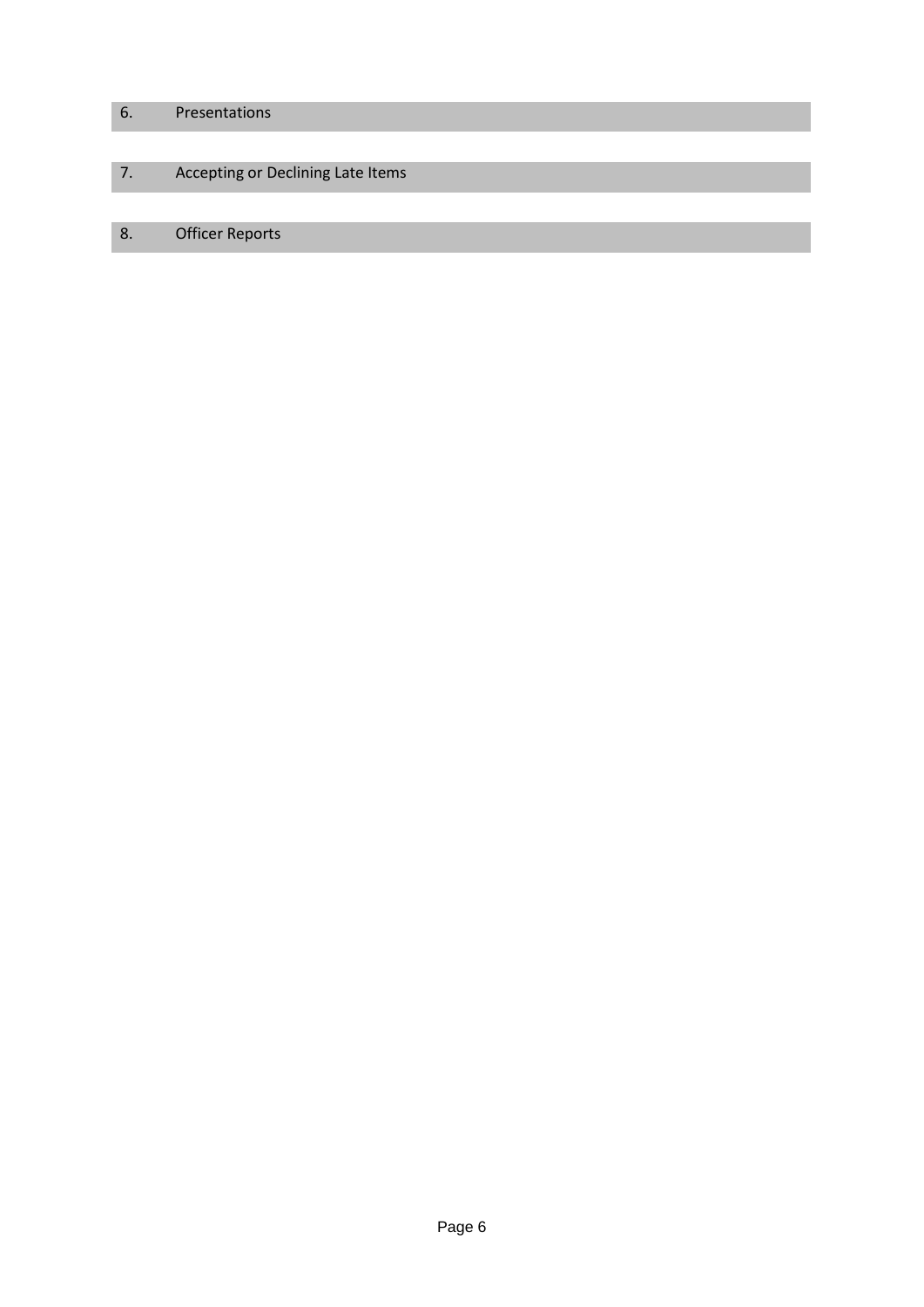## 6. Presentations

## 7. Accepting or Declining Late Items

## 8. Officer Reports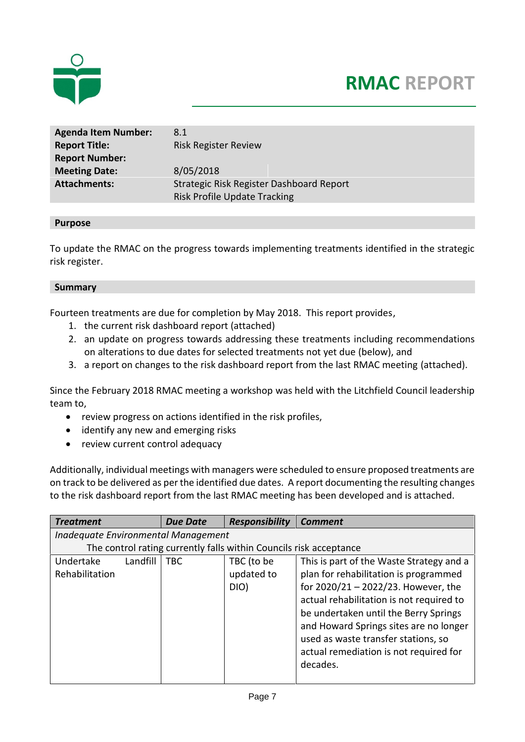# RMAC REPORT

| | |
|---|---|
| **Agenda Item Number:** | 8.1 |
| **Report Title:** | Risk Register Review |
| **Report Number:** | |
| **Meeting Date:** | 8/05/2018 |
| **Attachments:** | Strategic Risk Register Dashboard Report<br>Risk Profile Update Tracking |

## Purpose

To update the RMAC on the progress towards implementing treatments identified in the strategic risk register.

## Summary

Fourteen treatments are due for completion by May 2018. This report provides,

1. the current risk dashboard report (attached)
2. an update on progress towards addressing these treatments including recommendations on alterations to due dates for selected treatments not yet due (below), and
3. a report on changes to the risk dashboard report from the last RMAC meeting (attached).

Since the February 2018 RMAC meeting a workshop was held with the Litchfield Council leadership team to,

- review progress on actions identified in the risk profiles,
- identify any new and emerging risks
- review current control adequacy

Additionally, individual meetings with managers were scheduled to ensure proposed treatments are on track to be delivered as per the identified due dates. A report documenting the resulting changes to the risk dashboard report from the last RMAC meeting has been developed and is attached.

| *Treatment* | *Due Date* | *Responsibility* | *Comment* |
|---|---|---|---|
| *Inadequate Environmental Management* | | | |
| The control rating currently falls within Councils risk acceptance | | | |
| Undertake Landfill Rehabilitation | TBC | TBC (to be updated to DIO) | This is part of the Waste Strategy and a plan for rehabilitation is programmed for 2020/21 – 2022/23. However, the actual rehabilitation is not required to be undertaken until the Berry Springs and Howard Springs sites are no longer used as waste transfer stations, so actual remediation is not required for decades. |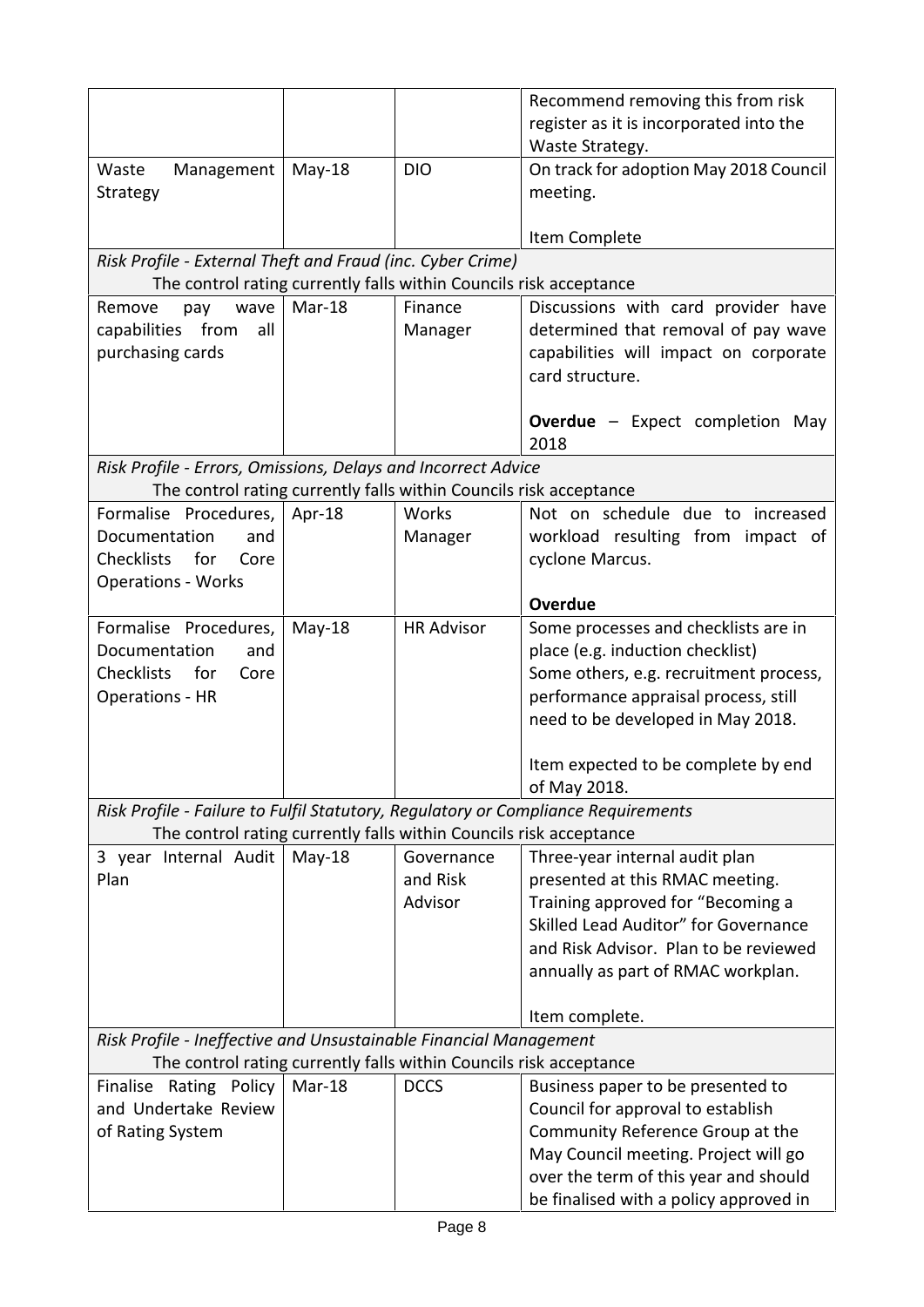|  |  |  |  |
|---|---|---|---|
|  |  |  | Recommend removing this from risk register as it is incorporated into the Waste Strategy. |
| Waste Management Strategy | May-18 | DIO | On track for adoption May 2018 Council meeting.<br><br>Item Complete |
| *Risk Profile - External Theft and Fraud (inc. Cyber Crime)*<br>The control rating currently falls within Councils risk acceptance | | | |
| Remove pay wave capabilities from all purchasing cards | Mar-18 | Finance Manager | Discussions with card provider have determined that removal of pay wave capabilities will impact on corporate card structure.<br><br>**Overdue** – Expect completion May 2018 |
| *Risk Profile - Errors, Omissions, Delays and Incorrect Advice*<br>The control rating currently falls within Councils risk acceptance | | | |
| Formalise Procedures, Documentation and Checklists for Core Operations - Works | Apr-18 | Works Manager | Not on schedule due to increased workload resulting from impact of cyclone Marcus.<br><br>**Overdue** |
| Formalise Procedures, Documentation and Checklists for Core Operations - HR | May-18 | HR Advisor | Some processes and checklists are in place (e.g. induction checklist)<br>Some others, e.g. recruitment process, performance appraisal process, still need to be developed in May 2018.<br><br>Item expected to be complete by end of May 2018. |
| *Risk Profile - Failure to Fulfil Statutory, Regulatory or Compliance Requirements*<br>The control rating currently falls within Councils risk acceptance | | | |
| 3 year Internal Audit Plan | May-18 | Governance and Risk Advisor | Three-year internal audit plan presented at this RMAC meeting.<br>Training approved for "Becoming a Skilled Lead Auditor" for Governance and Risk Advisor. Plan to be reviewed annually as part of RMAC workplan.<br><br>Item complete. |
| *Risk Profile - Ineffective and Unsustainable Financial Management*<br>The control rating currently falls within Councils risk acceptance | | | |
| Finalise Rating Policy and Undertake Review of Rating System | Mar-18 | DCCS | Business paper to be presented to Council for approval to establish Community Reference Group at the May Council meeting. Project will go over the term of this year and should be finalised with a policy approved in |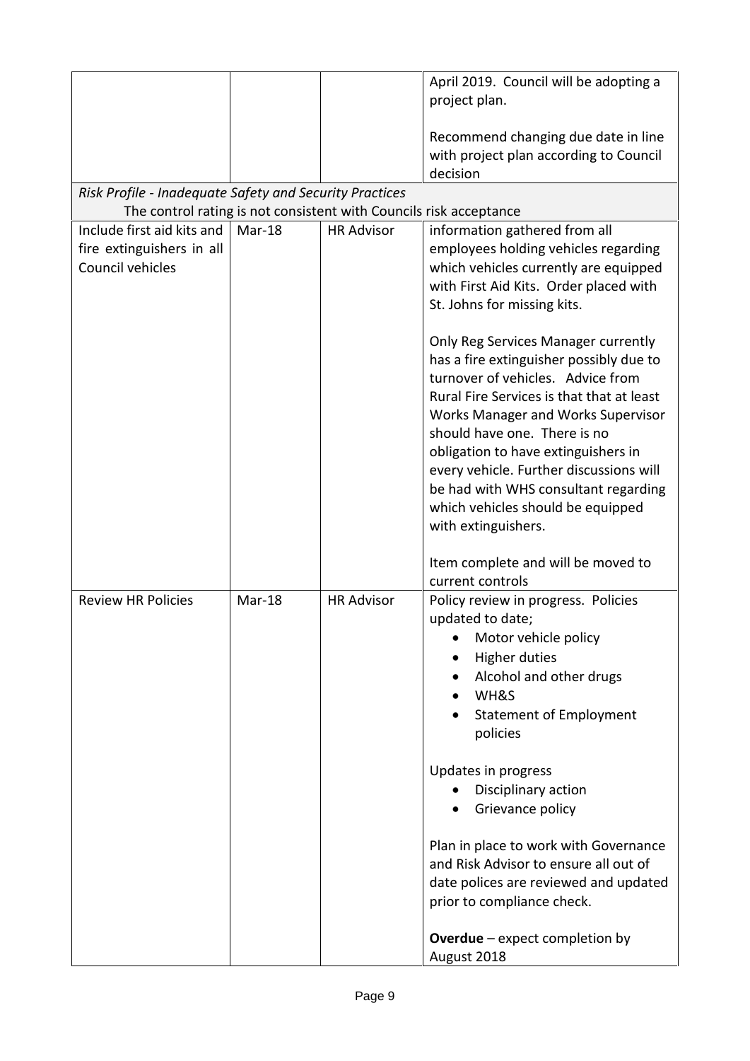| | | | |
|---|---|---|---|
| | | | April 2019. Council will be adopting a project plan.<br><br>Recommend changing due date in line with project plan according to Council decision |
| *Risk Profile - Inadequate Safety and Security Practices*<br>The control rating is not consistent with Councils risk acceptance | | | |
| Include first aid kits and fire extinguishers in all Council vehicles | Mar-18 | HR Advisor | information gathered from all employees holding vehicles regarding which vehicles currently are equipped with First Aid Kits. Order placed with St. Johns for missing kits.<br><br>Only Reg Services Manager currently has a fire extinguisher possibly due to turnover of vehicles. Advice from Rural Fire Services is that that at least Works Manager and Works Supervisor should have one. There is no obligation to have extinguishers in every vehicle. Further discussions will be had with WHS consultant regarding which vehicles should be equipped with extinguishers.<br><br>Item complete and will be moved to current controls |
| Review HR Policies | Mar-18 | HR Advisor | Policy review in progress. Policies updated to date;<br>• Motor vehicle policy<br>• Higher duties<br>• Alcohol and other drugs<br>• WH&S<br>• Statement of Employment policies<br><br>Updates in progress<br>• Disciplinary action<br>• Grievance policy<br><br>Plan in place to work with Governance and Risk Advisor to ensure all out of date polices are reviewed and updated prior to compliance check.<br><br>**Overdue** – expect completion by August 2018 |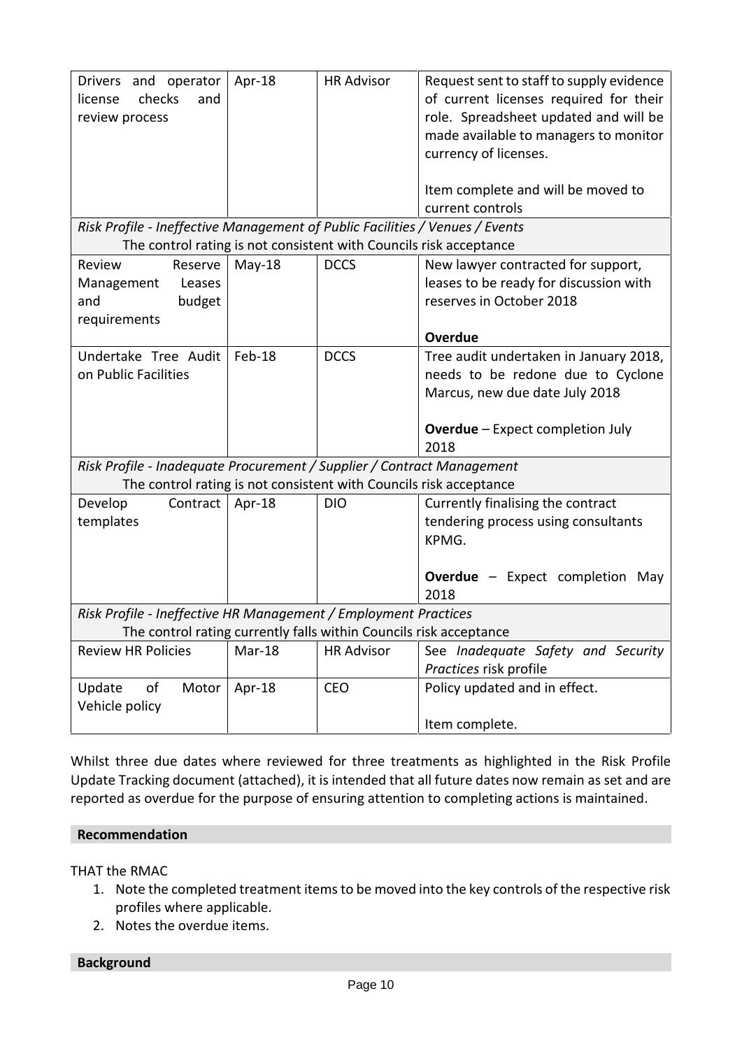| | | | |
|---|---|---|---|
| Drivers and operator license checks and review process | Apr-18 | HR Advisor | Request sent to staff to supply evidence of current licenses required for their role. Spreadsheet updated and will be made available to managers to monitor currency of licenses.<br><br>Item complete and will be moved to current controls |
| *Risk Profile - Ineffective Management of Public Facilities / Venues / Events*<br>The control rating is not consistent with Councils risk acceptance | | | |
| Review Reserve Management Leases and budget requirements | May-18 | DCCS | New lawyer contracted for support, leases to be ready for discussion with reserves in October 2018<br><br>**Overdue** |
| Undertake Tree Audit on Public Facilities | Feb-18 | DCCS | Tree audit undertaken in January 2018, needs to be redone due to Cyclone Marcus, new due date July 2018<br><br>**Overdue** – Expect completion July 2018 |
| *Risk Profile - Inadequate Procurement / Supplier / Contract Management*<br>The control rating is not consistent with Councils risk acceptance | | | |
| Develop Contract templates | Apr-18 | DIO | Currently finalising the contract tendering process using consultants KPMG.<br><br>**Overdue** – Expect completion May 2018 |
| *Risk Profile - Ineffective HR Management / Employment Practices*<br>The control rating currently falls within Councils risk acceptance | | | |
| Review HR Policies | Mar-18 | HR Advisor | See *Inadequate Safety and Security Practices* risk profile |
| Update of Motor Vehicle policy | Apr-18 | CEO | Policy updated and in effect.<br><br>Item complete. |

Whilst three due dates where reviewed for three treatments as highlighted in the Risk Profile Update Tracking document (attached), it is intended that all future dates now remain as set and are reported as overdue for the purpose of ensuring attention to completing actions is maintained.

**Recommendation**

THAT the RMAC

1. Note the completed treatment items to be moved into the key controls of the respective risk profiles where applicable.
2. Notes the overdue items.

**Background**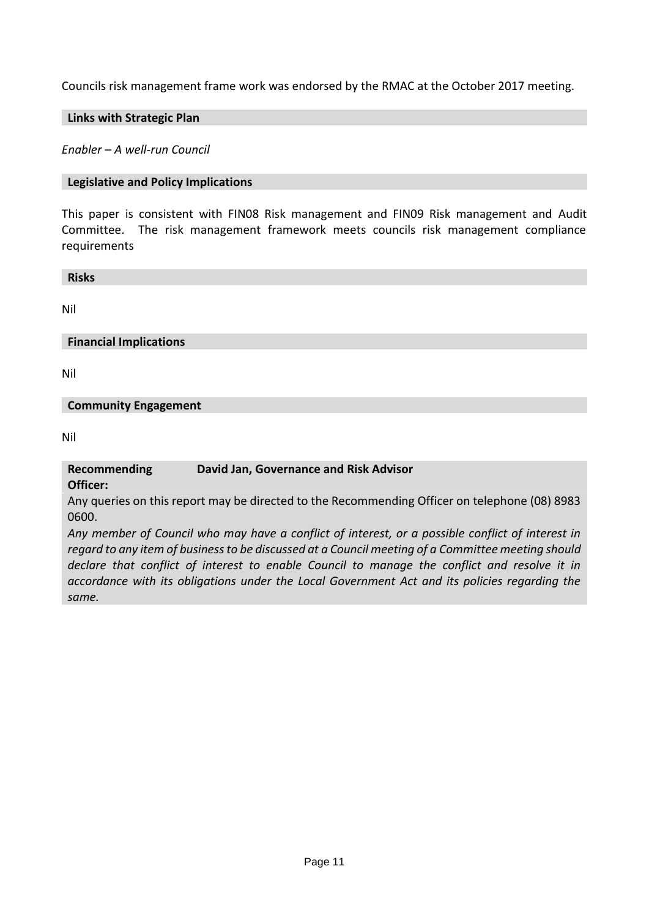Councils risk management frame work was endorsed by the RMAC at the October 2017 meeting.

**Links with Strategic Plan**

*Enabler – A well-run Council*

**Legislative and Policy Implications**

This paper is consistent with FIN08 Risk management and FIN09 Risk management and Audit Committee. The risk management framework meets councils risk management compliance requirements

**Risks**

Nil

**Financial Implications**

Nil

**Community Engagement**

Nil

**Recommending Officer:** **David Jan, Governance and Risk Advisor**

Any queries on this report may be directed to the Recommending Officer on telephone (08) 8983 0600.

*Any member of Council who may have a conflict of interest, or a possible conflict of interest in regard to any item of business to be discussed at a Council meeting of a Committee meeting should declare that conflict of interest to enable Council to manage the conflict and resolve it in accordance with its obligations under the Local Government Act and its policies regarding the same.*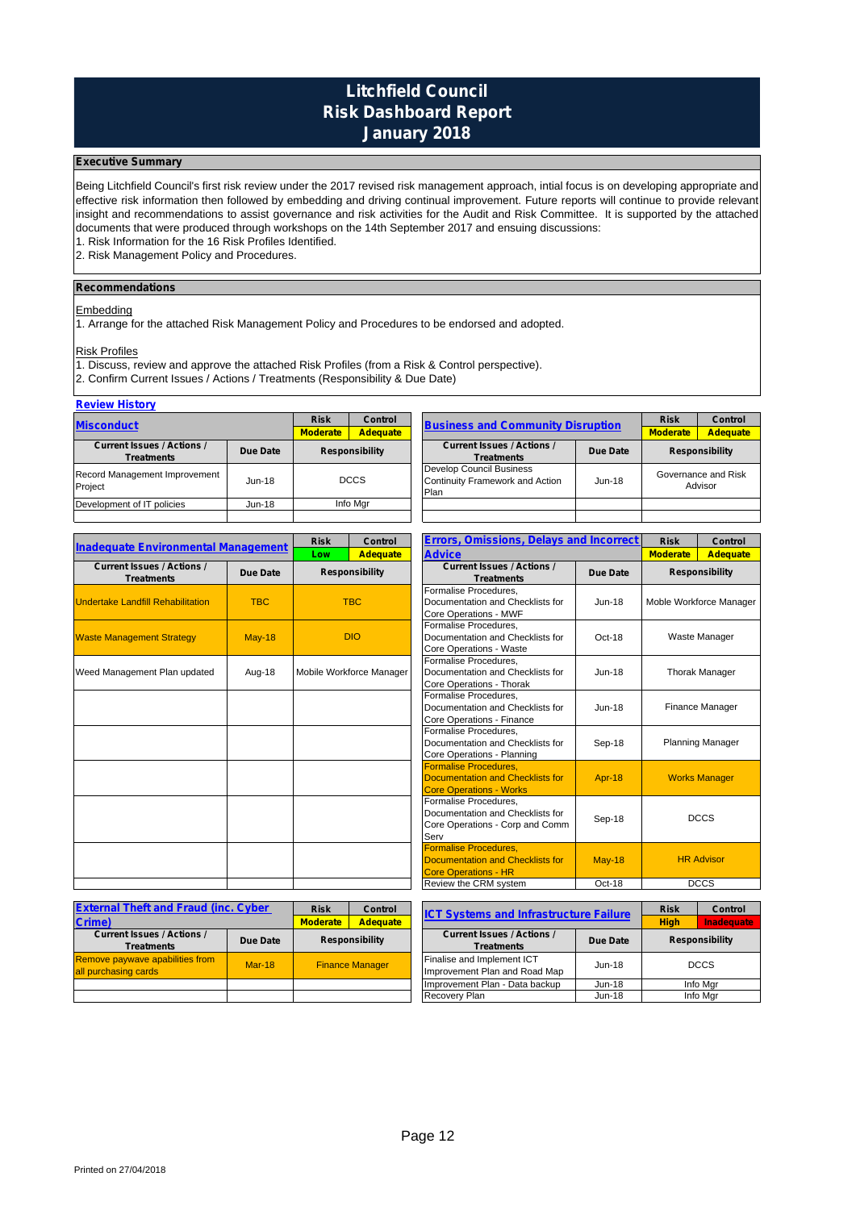# Litchfield Council
# Risk Dashboard Report
# January 2018

## Executive Summary

Being Litchfield Council's first risk review under the 2017 revised risk management approach, intial focus is on developing appropriate and effective risk information then followed by embedding and driving continual improvement. Future reports will continue to provide relevant insight and recommendations to assist governance and risk activities for the Audit and Risk Committee. It is supported by the attached documents that were produced through workshops on the 14th September 2017 and ensuing discussions:

1. Risk Information for the 16 Risk Profiles Identified.
2. Risk Management Policy and Procedures.

## Recommendations

Embedding

1. Arrange for the attached Risk Management Policy and Procedures to be endorsed and adopted.

Risk Profiles

1. Discuss, review and approve the attached Risk Profiles (from a Risk & Control perspective).
2. Confirm Current Issues / Actions / Treatments (Responsibility & Due Date)

**Review History**

### Misconduct (Risk: Moderate, Control: Adequate)

| Current Issues / Actions / Treatments | Due Date | Responsibility |
|---|---|---|
| Record Management Improvement Project | Jun-18 | DCCS |
| Development of IT policies | Jun-18 | Info Mgr |

### Business and Community Disruption (Risk: Moderate, Control: Adequate)

| Current Issues / Actions / Treatments | Due Date | Responsibility |
|---|---|---|
| Develop Council Business Continuity Framework and Action Plan | Jun-18 | Governance and Risk Advisor |

### Inadequate Environmental Management (Risk: Low, Control: Adequate)

| Current Issues / Actions / Treatments | Due Date | Responsibility |
|---|---|---|
| Undertake Landfill Rehabilitation | TBC | TBC |
| Waste Management Strategy | May-18 | DIO |
| Weed Management Plan updated | Aug-18 | Mobile Workforce Manager |

### Errors, Omissions, Delays and Incorrect Advice (Risk: Moderate, Control: Adequate)

| Current Issues / Actions / Treatments | Due Date | Responsibility |
|---|---|---|
| Formalise Procedures, Documentation and Checklists for Core Operations - MWF | Jun-18 | Moble Workforce Manager |
| Formalise Procedures, Documentation and Checklists for Core Operations - Waste | Oct-18 | Waste Manager |
| Formalise Procedures, Documentation and Checklists for Core Operations - Thorak | Jun-18 | Thorak Manager |
| Formalise Procedures, Documentation and Checklists for Core Operations - Finance | Jun-18 | Finance Manager |
| Formalise Procedures, Documentation and Checklists for Core Operations - Planning | Sep-18 | Planning Manager |
| Formalise Procedures, Documentation and Checklists for Core Operations - Works | Apr-18 | Works Manager |
| Formalise Procedures, Documentation and Checklists for Core Operations - Corp and Comm Serv | Sep-18 | DCCS |
| Formalise Procedures, Documentation and Checklists for Core Operations - HR | May-18 | HR Advisor |
| Review the CRM system | Oct-18 | DCCS |

### External Theft and Fraud (inc. Cyber Crime) (Risk: Moderate, Control: Adequate)

| Current Issues / Actions / Treatments | Due Date | Responsibility |
|---|---|---|
| Remove paywave apabilities from all purchasing cards | Mar-18 | Finance Manager |

### ICT Systems and Infrastructure Failure (Risk: High, Control: Inadequate)

| Current Issues / Actions / Treatments | Due Date | Responsibility |
|---|---|---|
| Finalise and Implement ICT Improvement Plan and Road Map | Jun-18 | DCCS |
| Improvement Plan - Data backup | Jun-18 | Info Mgr |
| Recovery Plan | Jun-18 | Info Mgr |

Printed on 27/04/2018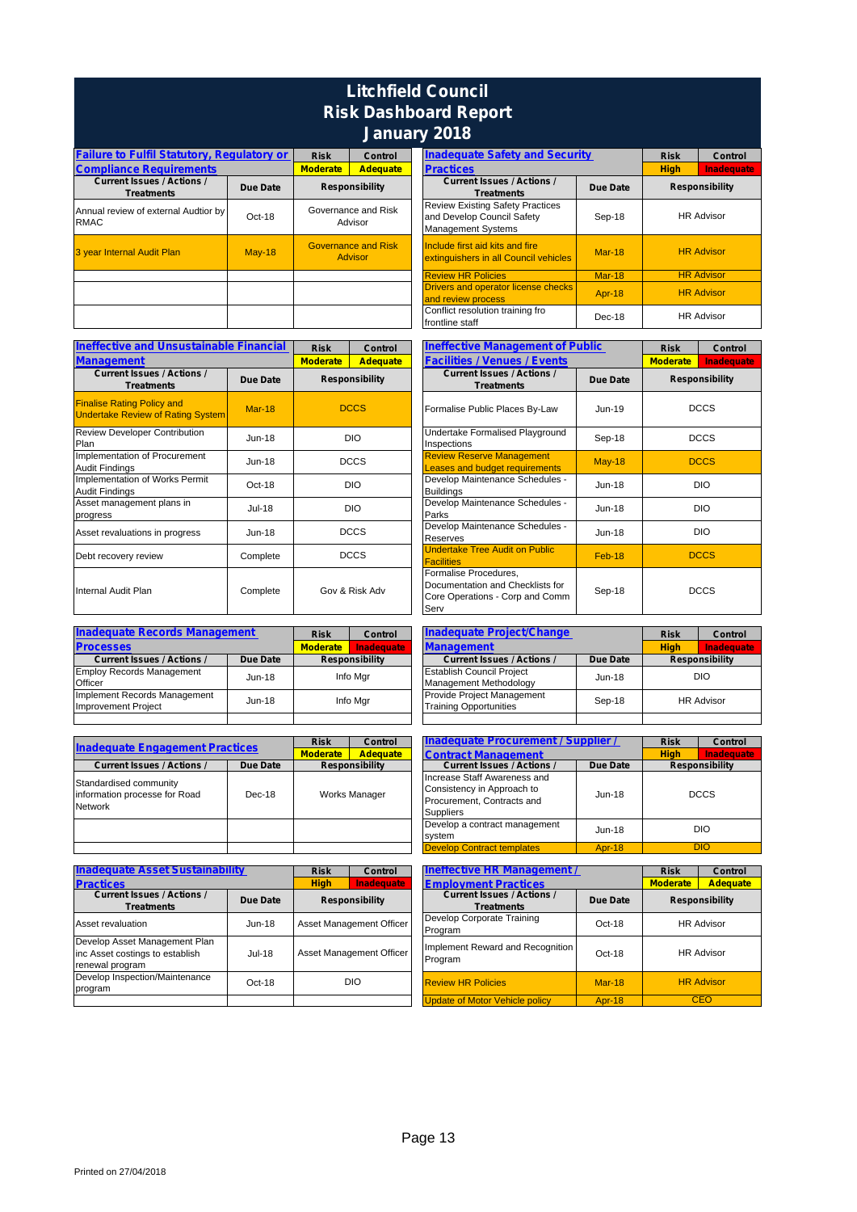# Litchfield Council
## Risk Dashboard Report
## January 2018

### Failure to Fulfil Statutory, Regulatory or Compliance Requirements

| Risk | Control |
|---|---|
| Moderate | Adequate |

| Current Issues / Actions / Treatments | Due Date | Responsibility |
|---|---|---|
| Annual review of external Audtior by RMAC | Oct-18 | Governance and Risk Advisor |
| 3 year Internal Audit Plan | May-18 | Governance and Risk Advisor |

### Inadequate Safety and Security Practices

| Risk | Control |
|---|---|
| High | Inadequate |

| Current Issues / Actions / Treatments | Due Date | Responsibility |
|---|---|---|
| Review Existing Safety Practices and Develop Council Safety Management Systems | Sep-18 | HR Advisor |
| Include first aid kits and fire extinguishers in all Council vehicles | Mar-18 | HR Advisor |
| Review HR Policies | Mar-18 | HR Advisor |
| Drivers and operator license checks and review process | Apr-18 | HR Advisor |
| Conflict resolution training fro frontline staff | Dec-18 | HR Advisor |

### Ineffective and Unsustainable Financial Management

| Risk | Control |
|---|---|
| Moderate | Adequate |

| Current Issues / Actions / Treatments | Due Date | Responsibility |
|---|---|---|
| Finalise Rating Policy and Undertake Review of Rating System | Mar-18 | DCCS |
| Review Developer Contribution Plan | Jun-18 | DIO |
| Implementation of Procurement Audit Findings | Jun-18 | DCCS |
| Implementation of Works Permit Audit Findings | Oct-18 | DIO |
| Asset management plans in progress | Jul-18 | DIO |
| Asset revaluations in progress | Jun-18 | DCCS |
| Debt recovery review | Complete | DCCS |
| Internal Audit Plan | Complete | Gov & Risk Adv |

### Ineffective Management of Public Facilities / Venues / Events

| Risk | Control |
|---|---|
| Moderate | Inadequate |

| Current Issues / Actions / Treatments | Due Date | Responsibility |
|---|---|---|
| Formalise Public Places By-Law | Jun-19 | DCCS |
| Undertake Formalised Playground Inspections | Sep-18 | DCCS |
| Review Reserve Management Leases and budget requirements | May-18 | DCCS |
| Develop Maintenance Schedules - Buildings | Jun-18 | DIO |
| Develop Maintenance Schedules - Parks | Jun-18 | DIO |
| Develop Maintenance Schedules - Reserves | Jun-18 | DIO |
| Undertake Tree Audit on Public Facilities | Feb-18 | DCCS |
| Formalise Procedures, Documentation and Checklists for Core Operations - Corp and Comm Serv | Sep-18 | DCCS |

### Inadequate Records Management Processes

| Risk | Control |
|---|---|
| Moderate | Inadequate |

| Current Issues / Actions / | Due Date | Responsibility |
|---|---|---|
| Employ Records Management Officer | Jun-18 | Info Mgr |
| Implement Records Management Improvement Project | Jun-18 | Info Mgr |

### Inadequate Project/Change Management

| Risk | Control |
|---|---|
| High | Inadequate |

| Current Issues / Actions / | Due Date | Responsibility |
|---|---|---|
| Establish Council Project Management Methodology | Jun-18 | DIO |
| Provide Project Management Training Opportunities | Sep-18 | HR Advisor |

### Inadequate Engagement Practices

| Risk | Control |
|---|---|
| Moderate | Adequate |

| Current Issues / Actions / | Due Date | Responsibility |
|---|---|---|
| Standardised community information processe for Road Network | Dec-18 | Works Manager |

### Inadequate Procurement / Supplier / Contract Management

| Risk | Control |
|---|---|
| High | Inadequate |

| Current Issues / Actions / | Due Date | Responsibility |
|---|---|---|
| Increase Staff Awareness and Consistency in Approach to Procurement, Contracts and Suppliers | Jun-18 | DCCS |
| Develop a contract management system | Jun-18 | DIO |
| Develop Contract templates | Apr-18 | DIO |

### Inadequate Asset Sustainability Practices

| Risk | Control |
|---|---|
| High | Inadequate |

| Current Issues / Actions / Treatments | Due Date | Responsibility |
|---|---|---|
| Asset revaluation | Jun-18 | Asset Management Officer |
| Develop Asset Management Plan inc Asset costings to establish renewal program | Jul-18 | Asset Management Officer |
| Develop Inspection/Maintenance program | Oct-18 | DIO |

### Ineffective HR Management / Employment Practices

| Risk | Control |
|---|---|
| Moderate | Adequate |

| Current Issues / Actions / Treatments | Due Date | Responsibility |
|---|---|---|
| Develop Corporate Training Program | Oct-18 | HR Advisor |
| Implement Reward and Recognition Program | Oct-18 | HR Advisor |
| Review HR Policies | Mar-18 | HR Advisor |
| Update of Motor Vehicle policy | Apr-18 | CEO |

Printed on 27/04/2018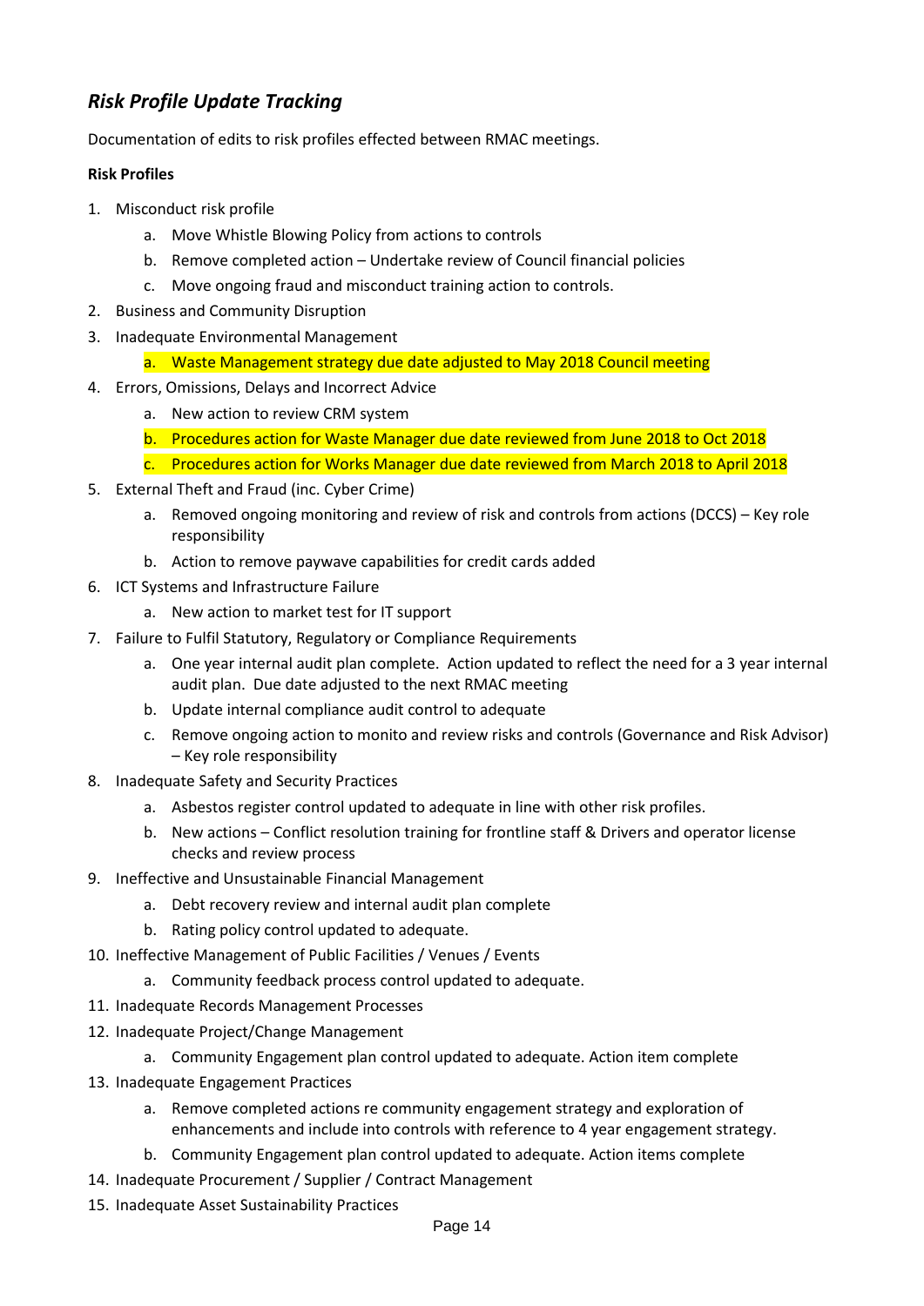## *Risk Profile Update Tracking*

Documentation of edits to risk profiles effected between RMAC meetings.

**Risk Profiles**

1. Misconduct risk profile
    a. Move Whistle Blowing Policy from actions to controls
    b. Remove completed action – Undertake review of Council financial policies
    c. Move ongoing fraud and misconduct training action to controls.
2. Business and Community Disruption
3. Inadequate Environmental Management
    a. Waste Management strategy due date adjusted to May 2018 Council meeting
4. Errors, Omissions, Delays and Incorrect Advice
    a. New action to review CRM system
    b. Procedures action for Waste Manager due date reviewed from June 2018 to Oct 2018
    c. Procedures action for Works Manager due date reviewed from March 2018 to April 2018
5. External Theft and Fraud (inc. Cyber Crime)
    a. Removed ongoing monitoring and review of risk and controls from actions (DCCS) – Key role responsibility
    b. Action to remove paywave capabilities for credit cards added
6. ICT Systems and Infrastructure Failure
    a. New action to market test for IT support
7. Failure to Fulfil Statutory, Regulatory or Compliance Requirements
    a. One year internal audit plan complete. Action updated to reflect the need for a 3 year internal audit plan. Due date adjusted to the next RMAC meeting
    b. Update internal compliance audit control to adequate
    c. Remove ongoing action to monito and review risks and controls (Governance and Risk Advisor) – Key role responsibility
8. Inadequate Safety and Security Practices
    a. Asbestos register control updated to adequate in line with other risk profiles.
    b. New actions – Conflict resolution training for frontline staff & Drivers and operator license checks and review process
9. Ineffective and Unsustainable Financial Management
    a. Debt recovery review and internal audit plan complete
    b. Rating policy control updated to adequate.
10. Ineffective Management of Public Facilities / Venues / Events
    a. Community feedback process control updated to adequate.
11. Inadequate Records Management Processes
12. Inadequate Project/Change Management
    a. Community Engagement plan control updated to adequate. Action item complete
13. Inadequate Engagement Practices
    a. Remove completed actions re community engagement strategy and exploration of enhancements and include into controls with reference to 4 year engagement strategy.
    b. Community Engagement plan control updated to adequate. Action items complete
14. Inadequate Procurement / Supplier / Contract Management
15. Inadequate Asset Sustainability Practices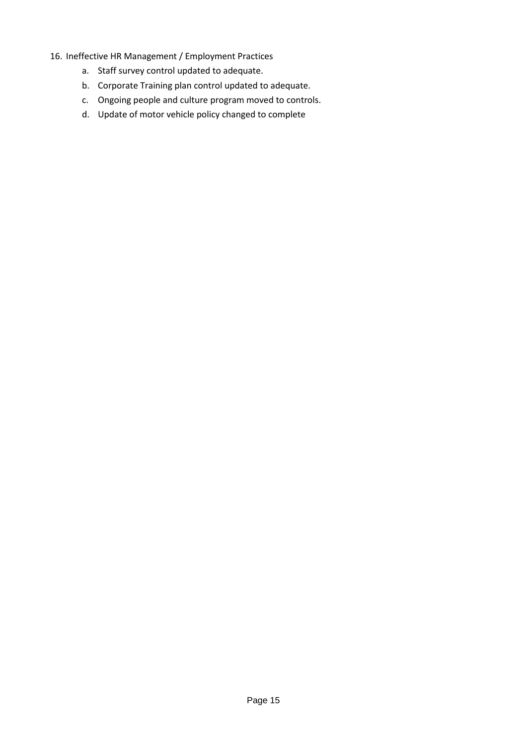16. Ineffective HR Management / Employment Practices
    a. Staff survey control updated to adequate.
    b. Corporate Training plan control updated to adequate.
    c. Ongoing people and culture program moved to controls.
    d. Update of motor vehicle policy changed to complete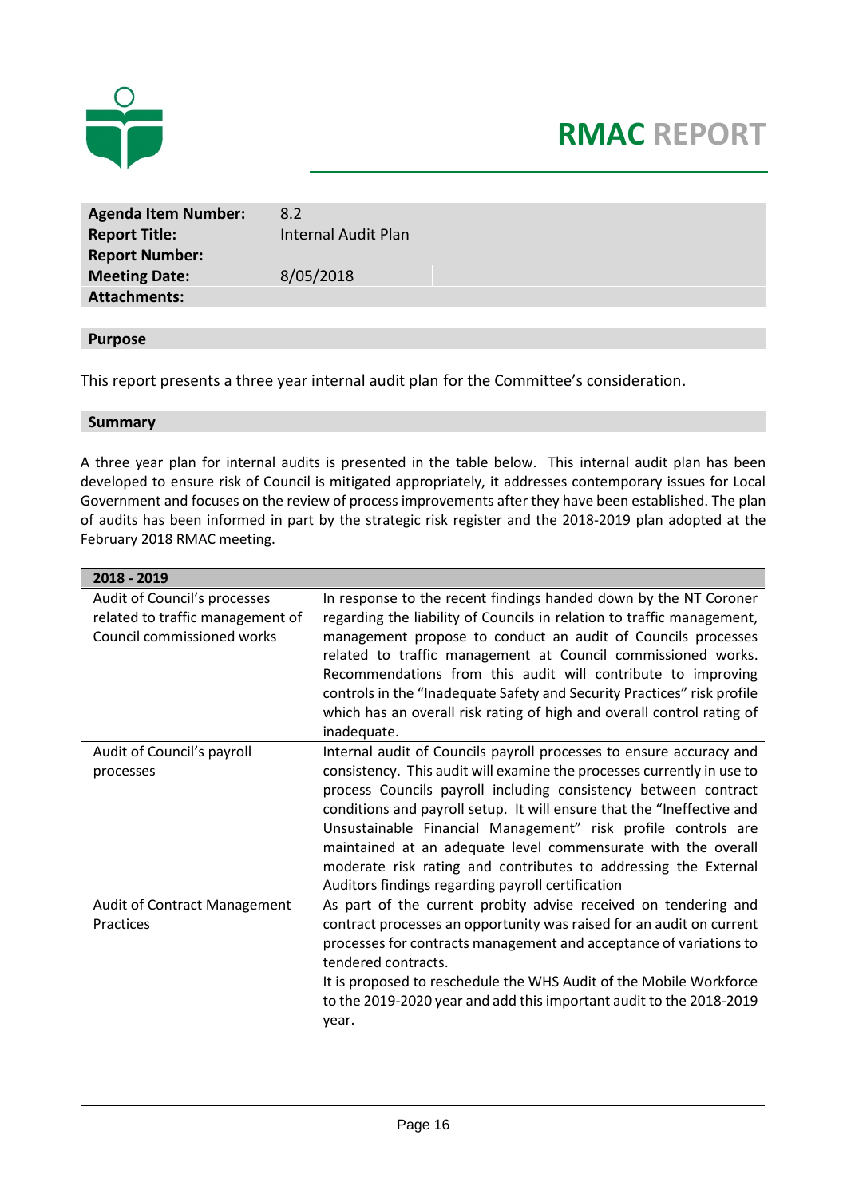# RMAC REPORT

| | |
|---|---|
| **Agenda Item Number:** | 8.2 |
| **Report Title:** | Internal Audit Plan |
| **Report Number:** | |
| **Meeting Date:** | 8/05/2018 |
| **Attachments:** | |

## Purpose

This report presents a three year internal audit plan for the Committee's consideration.

## Summary

A three year plan for internal audits is presented in the table below. This internal audit plan has been developed to ensure risk of Council is mitigated appropriately, it addresses contemporary issues for Local Government and focuses on the review of process improvements after they have been established. The plan of audits has been informed in part by the strategic risk register and the 2018-2019 plan adopted at the February 2018 RMAC meeting.

| 2018 - 2019 | |
|---|---|
| Audit of Council's processes related to traffic management of Council commissioned works | In response to the recent findings handed down by the NT Coroner regarding the liability of Councils in relation to traffic management, management propose to conduct an audit of Councils processes related to traffic management at Council commissioned works. Recommendations from this audit will contribute to improving controls in the "Inadequate Safety and Security Practices" risk profile which has an overall risk rating of high and overall control rating of inadequate. |
| Audit of Council's payroll processes | Internal audit of Councils payroll processes to ensure accuracy and consistency. This audit will examine the processes currently in use to process Councils payroll including consistency between contract conditions and payroll setup. It will ensure that the "Ineffective and Unsustainable Financial Management" risk profile controls are maintained at an adequate level commensurate with the overall moderate risk rating and contributes to addressing the External Auditors findings regarding payroll certification |
| Audit of Contract Management Practices | As part of the current probity advise received on tendering and contract processes an opportunity was raised for an audit on current processes for contracts management and acceptance of variations to tendered contracts.<br>It is proposed to reschedule the WHS Audit of the Mobile Workforce to the 2019-2020 year and add this important audit to the 2018-2019 year. |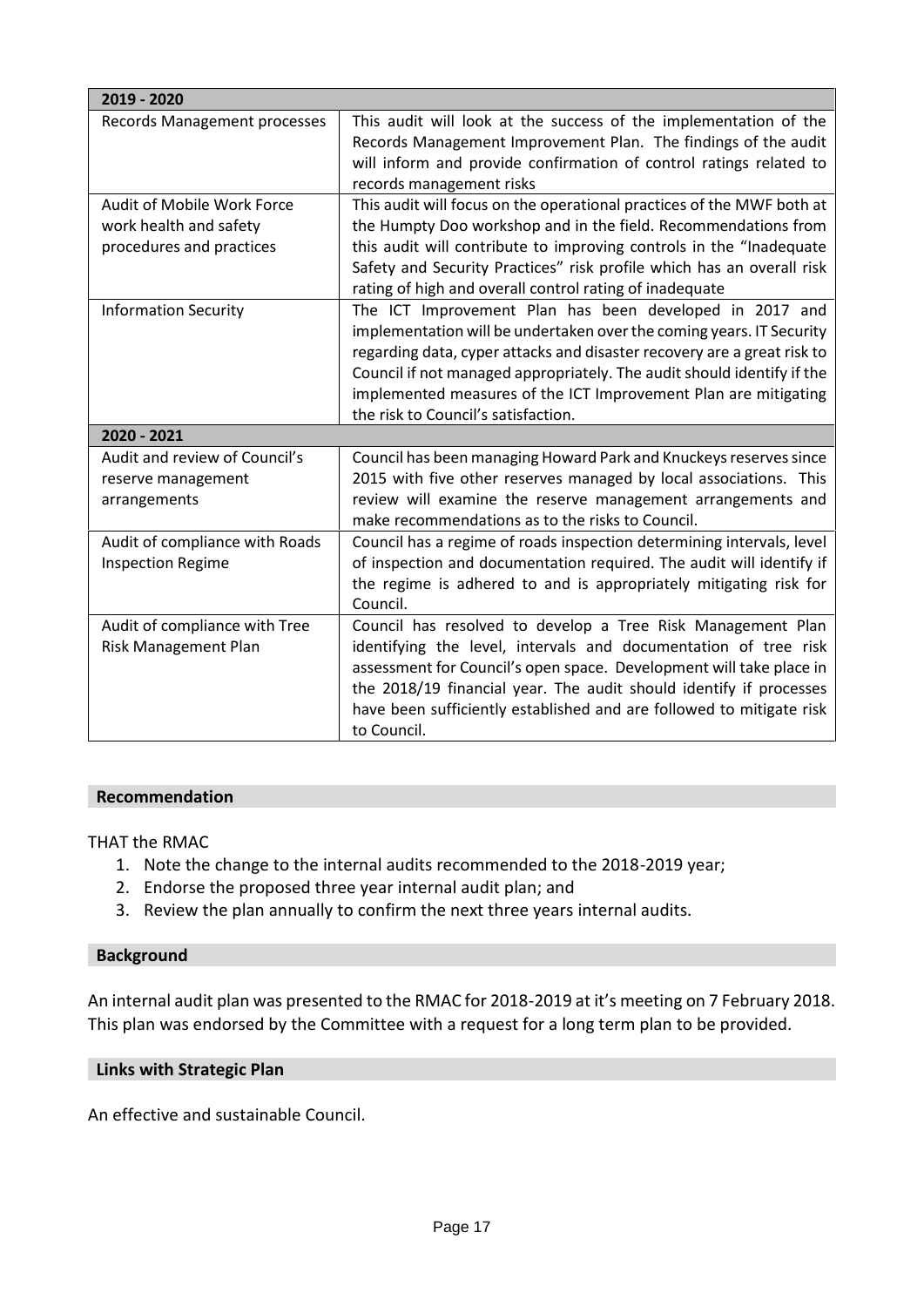| 2019 - 2020 | |
|---|---|
| Records Management processes | This audit will look at the success of the implementation of the Records Management Improvement Plan. The findings of the audit will inform and provide confirmation of control ratings related to records management risks |
| Audit of Mobile Work Force work health and safety procedures and practices | This audit will focus on the operational practices of the MWF both at the Humpty Doo workshop and in the field. Recommendations from this audit will contribute to improving controls in the "Inadequate Safety and Security Practices" risk profile which has an overall risk rating of high and overall control rating of inadequate |
| Information Security | The ICT Improvement Plan has been developed in 2017 and implementation will be undertaken over the coming years. IT Security regarding data, cyper attacks and disaster recovery are a great risk to Council if not managed appropriately. The audit should identify if the implemented measures of the ICT Improvement Plan are mitigating the risk to Council's satisfaction. |
| **2020 - 2021** | |
| Audit and review of Council's reserve management arrangements | Council has been managing Howard Park and Knuckeys reserves since 2015 with five other reserves managed by local associations. This review will examine the reserve management arrangements and make recommendations as to the risks to Council. |
| Audit of compliance with Roads Inspection Regime | Council has a regime of roads inspection determining intervals, level of inspection and documentation required. The audit will identify if the regime is adhered to and is appropriately mitigating risk for Council. |
| Audit of compliance with Tree Risk Management Plan | Council has resolved to develop a Tree Risk Management Plan identifying the level, intervals and documentation of tree risk assessment for Council's open space. Development will take place in the 2018/19 financial year. The audit should identify if processes have been sufficiently established and are followed to mitigate risk to Council. |

## Recommendation

THAT the RMAC

1. Note the change to the internal audits recommended to the 2018-2019 year;
2. Endorse the proposed three year internal audit plan; and
3. Review the plan annually to confirm the next three years internal audits.

## Background

An internal audit plan was presented to the RMAC for 2018-2019 at it's meeting on 7 February 2018. This plan was endorsed by the Committee with a request for a long term plan to be provided.

## Links with Strategic Plan

An effective and sustainable Council.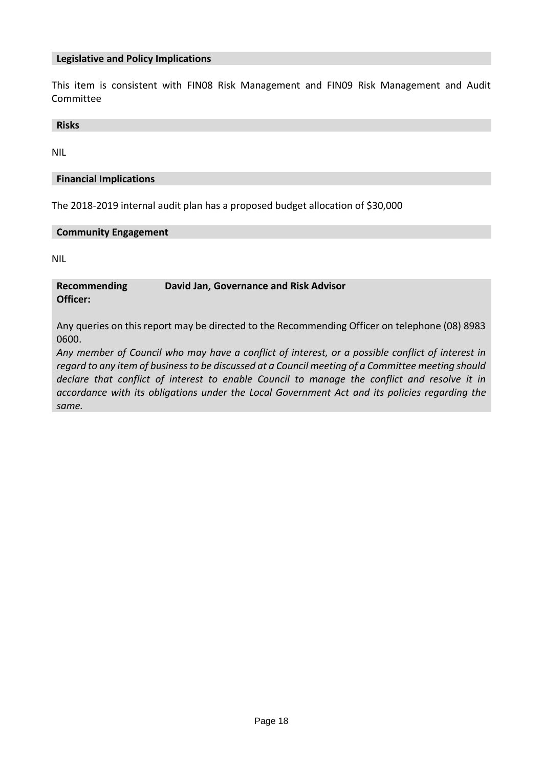**Legislative and Policy Implications**

This item is consistent with FIN08 Risk Management and FIN09 Risk Management and Audit Committee

**Risks**

NIL

**Financial Implications**

The 2018-2019 internal audit plan has a proposed budget allocation of $30,000

**Community Engagement**

NIL

**Recommending Officer:** **David Jan, Governance and Risk Advisor**

Any queries on this report may be directed to the Recommending Officer on telephone (08) 8983 0600.

*Any member of Council who may have a conflict of interest, or a possible conflict of interest in regard to any item of business to be discussed at a Council meeting of a Committee meeting should declare that conflict of interest to enable Council to manage the conflict and resolve it in accordance with its obligations under the Local Government Act and its policies regarding the same.*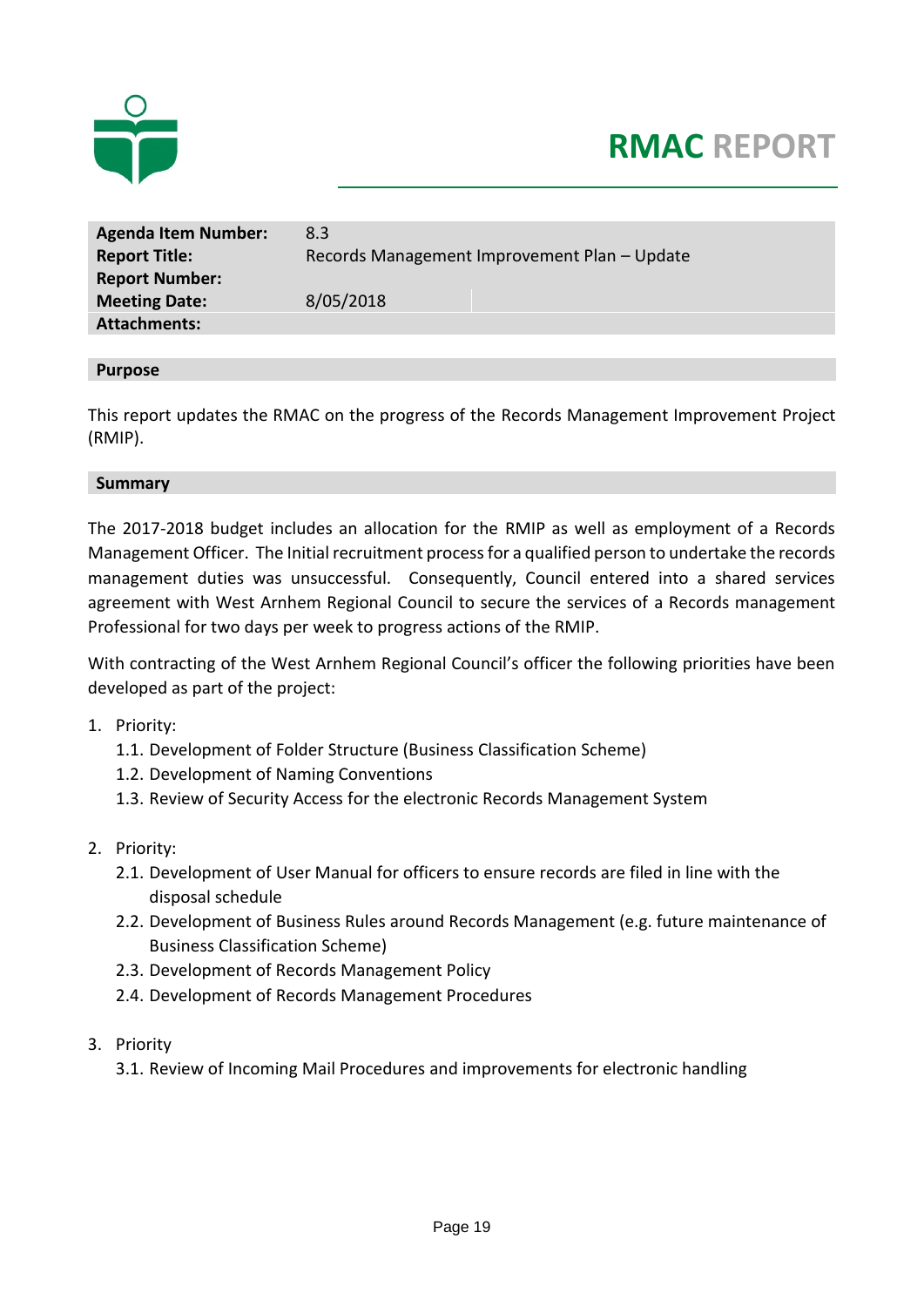# RMAC REPORT

| | |
|---|---|
| **Agenda Item Number:** | 8.3 |
| **Report Title:** | Records Management Improvement Plan – Update |
| **Report Number:** | |
| **Meeting Date:** | 8/05/2018 |
| **Attachments:** | |

## Purpose

This report updates the RMAC on the progress of the Records Management Improvement Project (RMIP).

## Summary

The 2017-2018 budget includes an allocation for the RMIP as well as employment of a Records Management Officer. The Initial recruitment process for a qualified person to undertake the records management duties was unsuccessful. Consequently, Council entered into a shared services agreement with West Arnhem Regional Council to secure the services of a Records management Professional for two days per week to progress actions of the RMIP.

With contracting of the West Arnhem Regional Council's officer the following priorities have been developed as part of the project:

1. Priority:
   1.1. Development of Folder Structure (Business Classification Scheme)
   1.2. Development of Naming Conventions
   1.3. Review of Security Access for the electronic Records Management System

2. Priority:
   2.1. Development of User Manual for officers to ensure records are filed in line with the disposal schedule
   2.2. Development of Business Rules around Records Management (e.g. future maintenance of Business Classification Scheme)
   2.3. Development of Records Management Policy
   2.4. Development of Records Management Procedures

3. Priority
   3.1. Review of Incoming Mail Procedures and improvements for electronic handling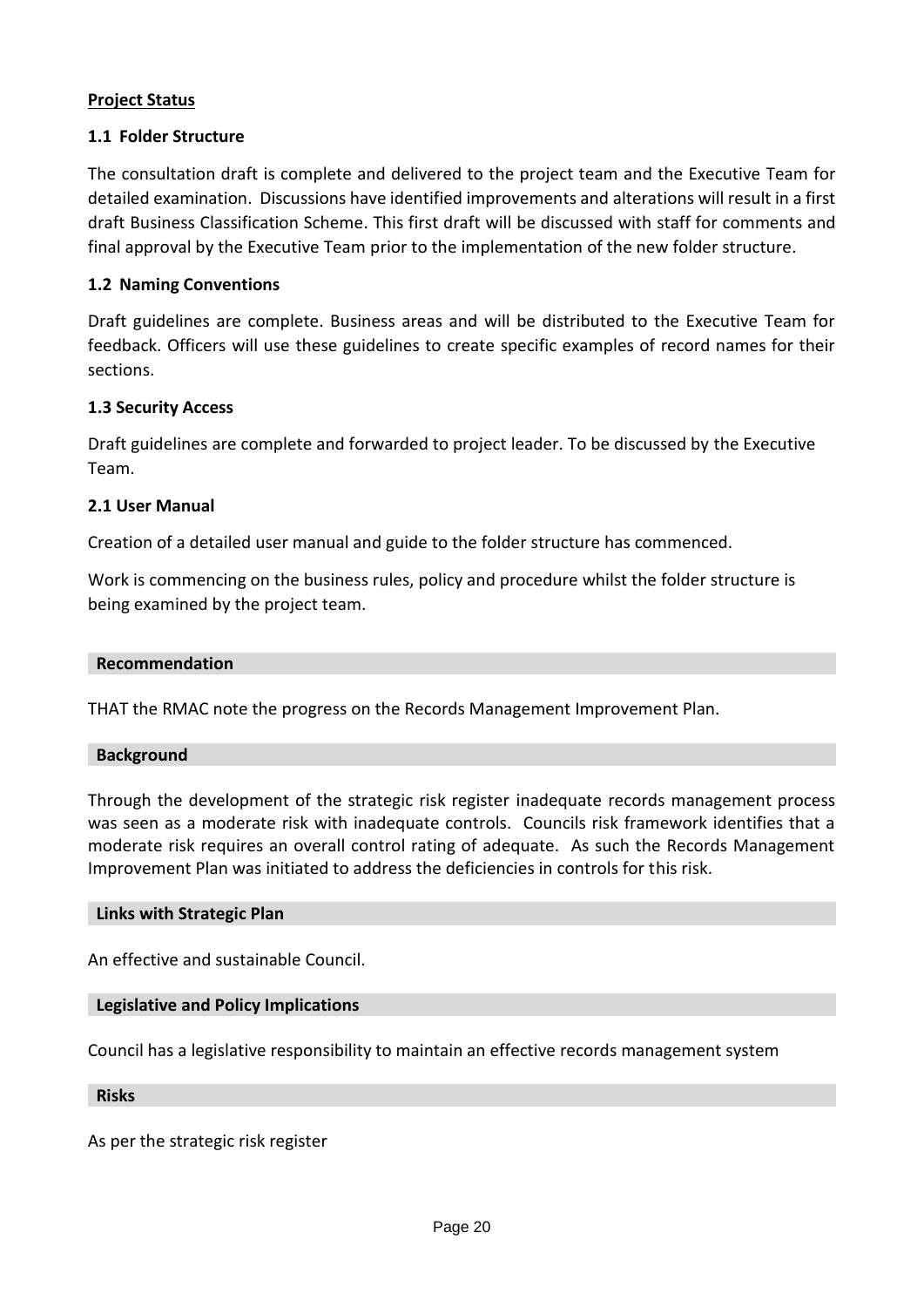**Project Status**

**1.1 Folder Structure**

The consultation draft is complete and delivered to the project team and the Executive Team for detailed examination. Discussions have identified improvements and alterations will result in a first draft Business Classification Scheme. This first draft will be discussed with staff for comments and final approval by the Executive Team prior to the implementation of the new folder structure.

**1.2 Naming Conventions**

Draft guidelines are complete. Business areas and will be distributed to the Executive Team for feedback. Officers will use these guidelines to create specific examples of record names for their sections.

**1.3 Security Access**

Draft guidelines are complete and forwarded to project leader. To be discussed by the Executive Team.

**2.1 User Manual**

Creation of a detailed user manual and guide to the folder structure has commenced.

Work is commencing on the business rules, policy and procedure whilst the folder structure is being examined by the project team.

## Recommendation

THAT the RMAC note the progress on the Records Management Improvement Plan.

## Background

Through the development of the strategic risk register inadequate records management process was seen as a moderate risk with inadequate controls. Councils risk framework identifies that a moderate risk requires an overall control rating of adequate. As such the Records Management Improvement Plan was initiated to address the deficiencies in controls for this risk.

## Links with Strategic Plan

An effective and sustainable Council.

## Legislative and Policy Implications

Council has a legislative responsibility to maintain an effective records management system

## Risks

As per the strategic risk register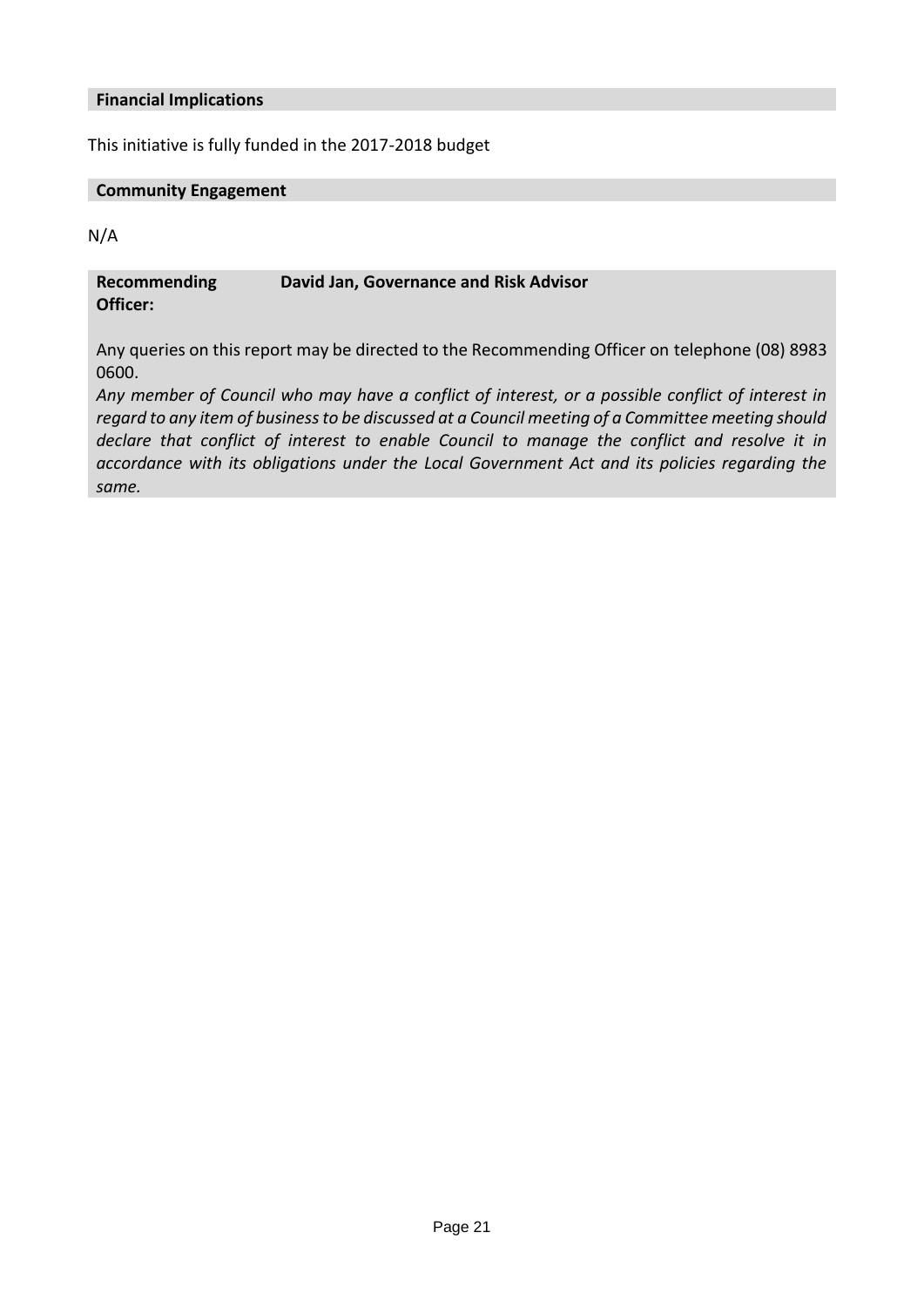**Financial Implications**

This initiative is fully funded in the 2017-2018 budget

**Community Engagement**

N/A

**Recommending Officer:** **David Jan, Governance and Risk Advisor**

Any queries on this report may be directed to the Recommending Officer on telephone (08) 8983 0600.

*Any member of Council who may have a conflict of interest, or a possible conflict of interest in regard to any item of business to be discussed at a Council meeting of a Committee meeting should declare that conflict of interest to enable Council to manage the conflict and resolve it in accordance with its obligations under the Local Government Act and its policies regarding the same.*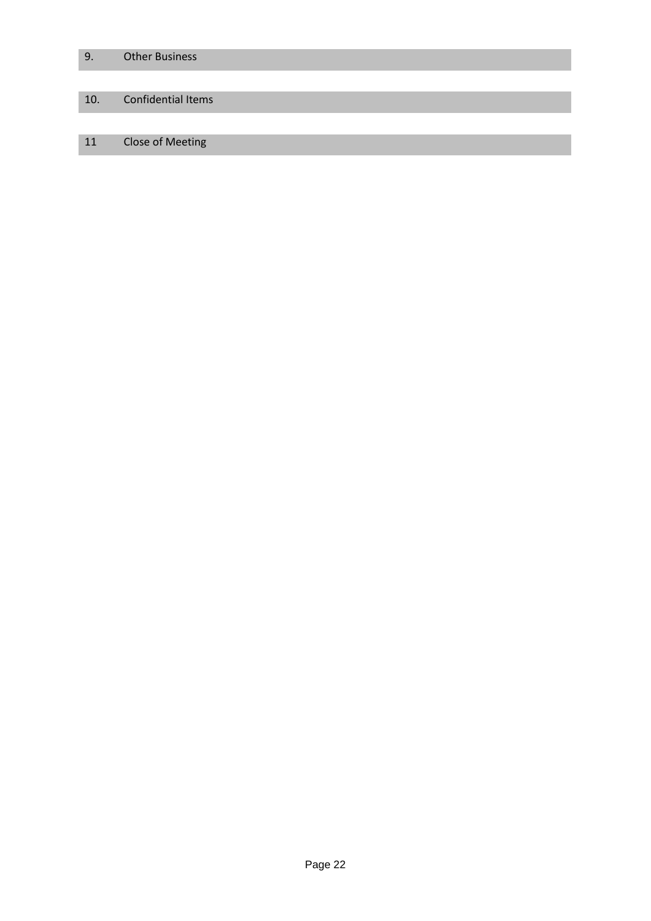## 9. Other Business

## 10. Confidential Items

## 11 Close of Meeting